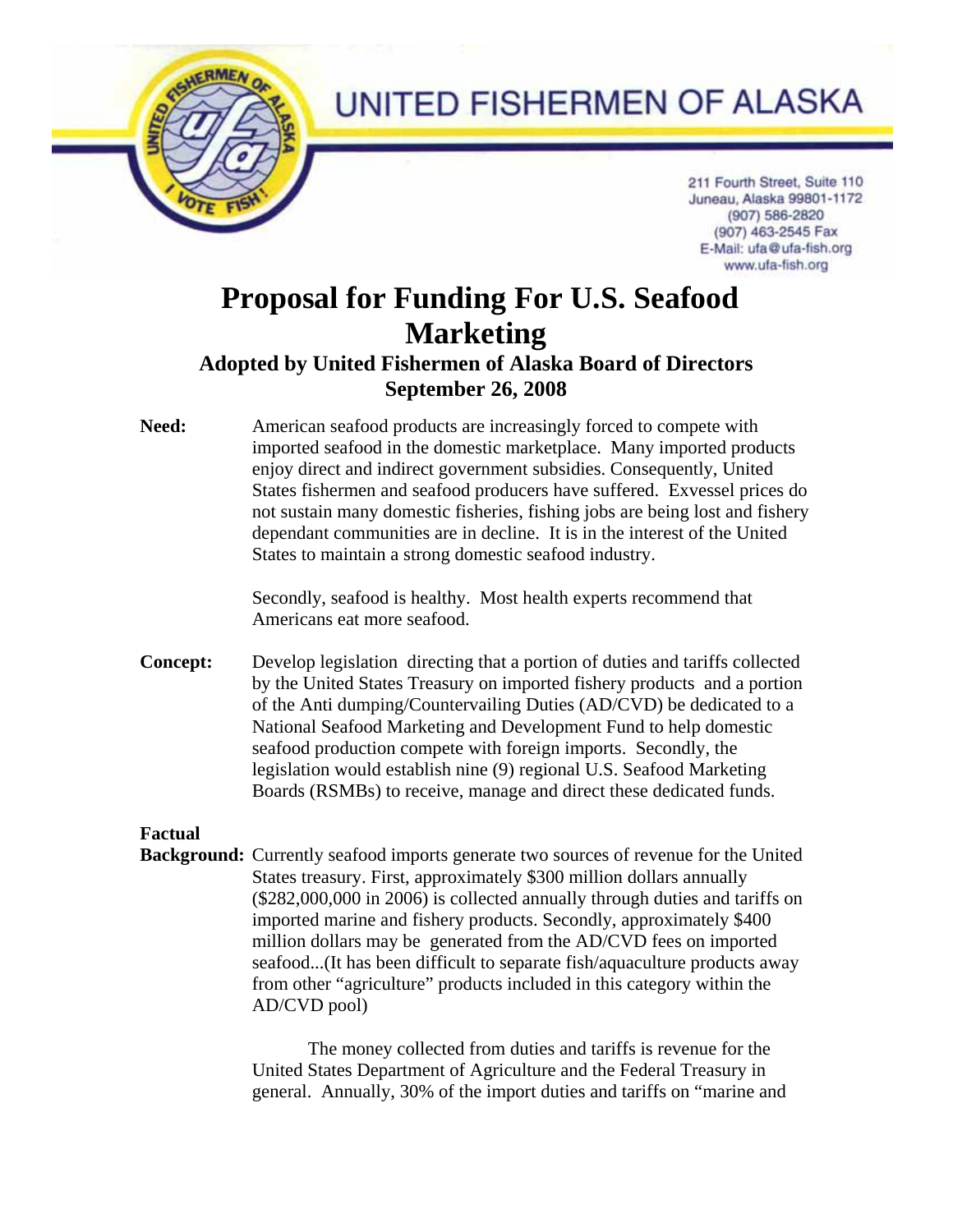# UNITED FISHERMEN OF ALASKA

211 Fourth Street, Suite 110
Juneau, Alaska 99801-1172
(907) 586-2820
(907) 463-2545 Fax
E-Mail: ufa@ufa-fish.org
www.ufa-fish.org

# Proposal for Funding For U.S. Seafood Marketing

## Adopted by United Fishermen of Alaska Board of Directors
## September 26, 2008

**Need:** American seafood products are increasingly forced to compete with imported seafood in the domestic marketplace. Many imported products enjoy direct and indirect government subsidies. Consequently, United States fishermen and seafood producers have suffered. Exvessel prices do not sustain many domestic fisheries, fishing jobs are being lost and fishery dependant communities are in decline. It is in the interest of the United States to maintain a strong domestic seafood industry.

Secondly, seafood is healthy. Most health experts recommend that Americans eat more seafood.

**Concept:** Develop legislation directing that a portion of duties and tariffs collected by the United States Treasury on imported fishery products and a portion of the Anti dumping/Countervailing Duties (AD/CVD) be dedicated to a National Seafood Marketing and Development Fund to help domestic seafood production compete with foreign imports. Secondly, the legislation would establish nine (9) regional U.S. Seafood Marketing Boards (RSMBs) to receive, manage and direct these dedicated funds.

**Factual Background:** Currently seafood imports generate two sources of revenue for the United States treasury. First, approximately $300 million dollars annually ($282,000,000 in 2006) is collected annually through duties and tariffs on imported marine and fishery products. Secondly, approximately $400 million dollars may be generated from the AD/CVD fees on imported seafood...(It has been difficult to separate fish/aquaculture products away from other "agriculture" products included in this category within the AD/CVD pool)

The money collected from duties and tariffs is revenue for the United States Department of Agriculture and the Federal Treasury in general. Annually, 30% of the import duties and tariffs on "marine and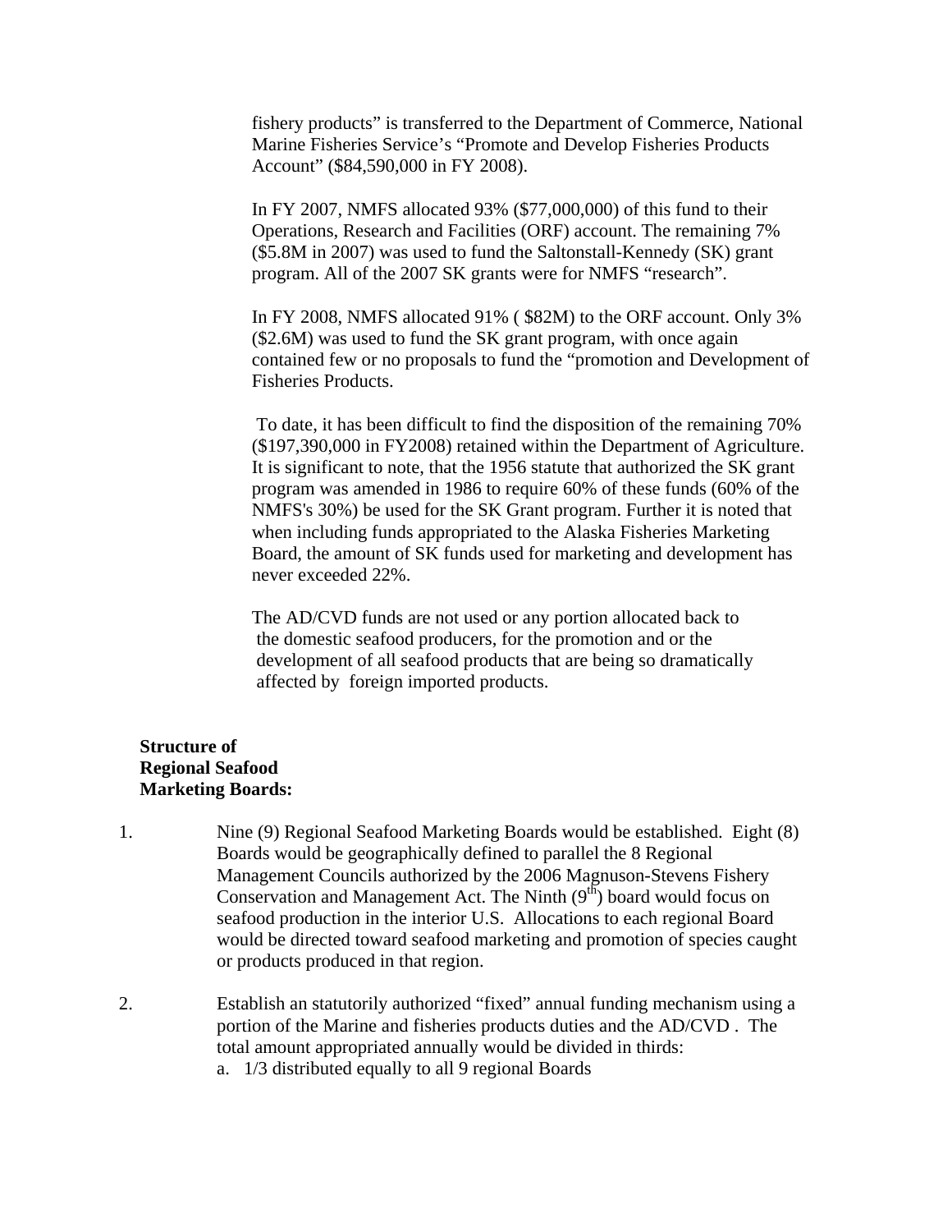fishery products" is transferred to the Department of Commerce, National Marine Fisheries Service's "Promote and Develop Fisheries Products Account" ($84,590,000 in FY 2008).

In FY 2007, NMFS allocated 93% ($77,000,000) of this fund to their Operations, Research and Facilities (ORF) account. The remaining 7% ($5.8M in 2007) was used to fund the Saltonstall-Kennedy (SK) grant program. All of the 2007 SK grants were for NMFS "research".

In FY 2008, NMFS allocated 91% ( $82M) to the ORF account. Only 3% ($2.6M) was used to fund the SK grant program, with once again contained few or no proposals to fund the "promotion and Development of Fisheries Products.

To date, it has been difficult to find the disposition of the remaining 70% ($197,390,000 in FY2008) retained within the Department of Agriculture. It is significant to note, that the 1956 statute that authorized the SK grant program was amended in 1986 to require 60% of these funds (60% of the NMFS's 30%) be used for the SK Grant program. Further it is noted that when including funds appropriated to the Alaska Fisheries Marketing Board, the amount of SK funds used for marketing and development has never exceeded 22%.

The AD/CVD funds are not used or any portion allocated back to the domestic seafood producers, for the promotion and or the development of all seafood products that are being so dramatically affected by foreign imported products.

**Structure of Regional Seafood Marketing Boards:**

1. Nine (9) Regional Seafood Marketing Boards would be established. Eight (8) Boards would be geographically defined to parallel the 8 Regional Management Councils authorized by the 2006 Magnuson-Stevens Fishery Conservation and Management Act. The Ninth (9th) board would focus on seafood production in the interior U.S. Allocations to each regional Board would be directed toward seafood marketing and promotion of species caught or products produced in that region.

2. Establish an statutorily authorized "fixed" annual funding mechanism using a portion of the Marine and fisheries products duties and the AD/CVD . The total amount appropriated annually would be divided in thirds:
   a. 1/3 distributed equally to all 9 regional Boards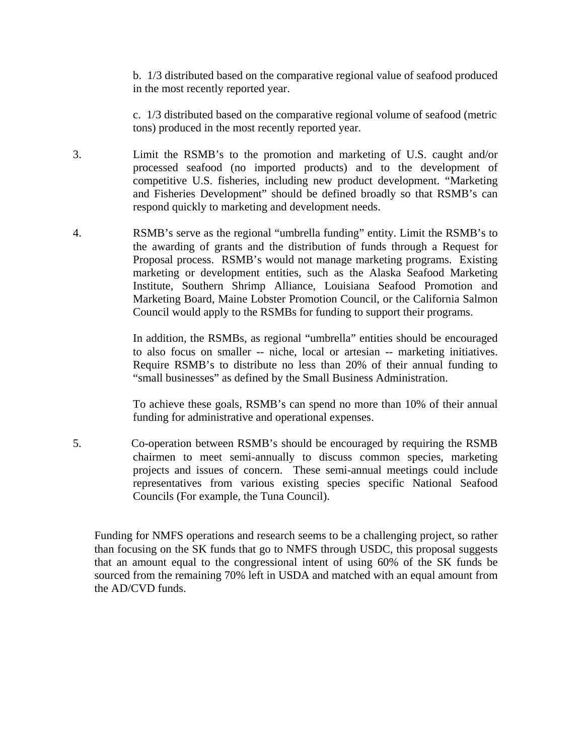b. 1/3 distributed based on the comparative regional value of seafood produced in the most recently reported year.

c. 1/3 distributed based on the comparative regional volume of seafood (metric tons) produced in the most recently reported year.

3. Limit the RSMB's to the promotion and marketing of U.S. caught and/or processed seafood (no imported products) and to the development of competitive U.S. fisheries, including new product development. "Marketing and Fisheries Development" should be defined broadly so that RSMB's can respond quickly to marketing and development needs.

4. RSMB's serve as the regional "umbrella funding" entity. Limit the RSMB's to the awarding of grants and the distribution of funds through a Request for Proposal process. RSMB's would not manage marketing programs. Existing marketing or development entities, such as the Alaska Seafood Marketing Institute, Southern Shrimp Alliance, Louisiana Seafood Promotion and Marketing Board, Maine Lobster Promotion Council, or the California Salmon Council would apply to the RSMBs for funding to support their programs.

   In addition, the RSMBs, as regional "umbrella" entities should be encouraged to also focus on smaller -- niche, local or artesian -- marketing initiatives. Require RSMB's to distribute no less than 20% of their annual funding to "small businesses" as defined by the Small Business Administration.

   To achieve these goals, RSMB's can spend no more than 10% of their annual funding for administrative and operational expenses.

5. Co-operation between RSMB's should be encouraged by requiring the RSMB chairmen to meet semi-annually to discuss common species, marketing projects and issues of concern. These semi-annual meetings could include representatives from various existing species specific National Seafood Councils (For example, the Tuna Council).

Funding for NMFS operations and research seems to be a challenging project, so rather than focusing on the SK funds that go to NMFS through USDC, this proposal suggests that an amount equal to the congressional intent of using 60% of the SK funds be sourced from the remaining 70% left in USDA and matched with an equal amount from the AD/CVD funds.